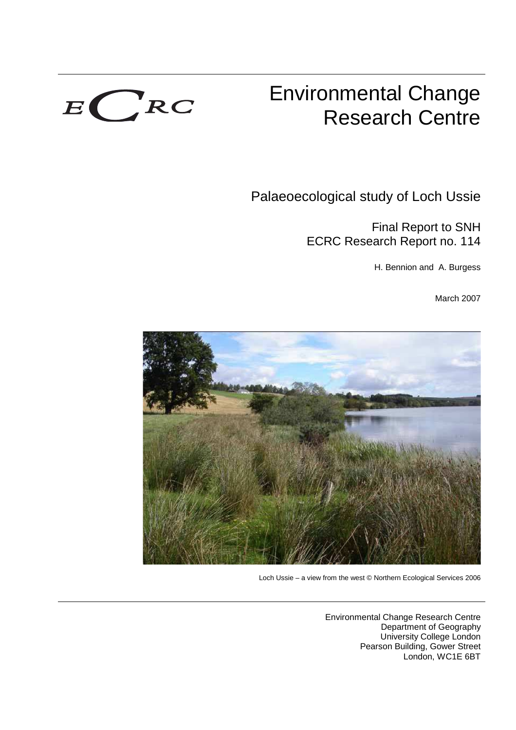ECRC

# Environmental Change Research Centre

## Palaeoecological study of Loch Ussie

Final Report to SNH
ECRC Research Report no. 114

H. Bennion and A. Burgess

March 2007

Loch Ussie – a view from the west © Northern Ecological Services 2006

Environmental Change Research Centre
Department of Geography
University College London
Pearson Building, Gower Street
London, WC1E 6BT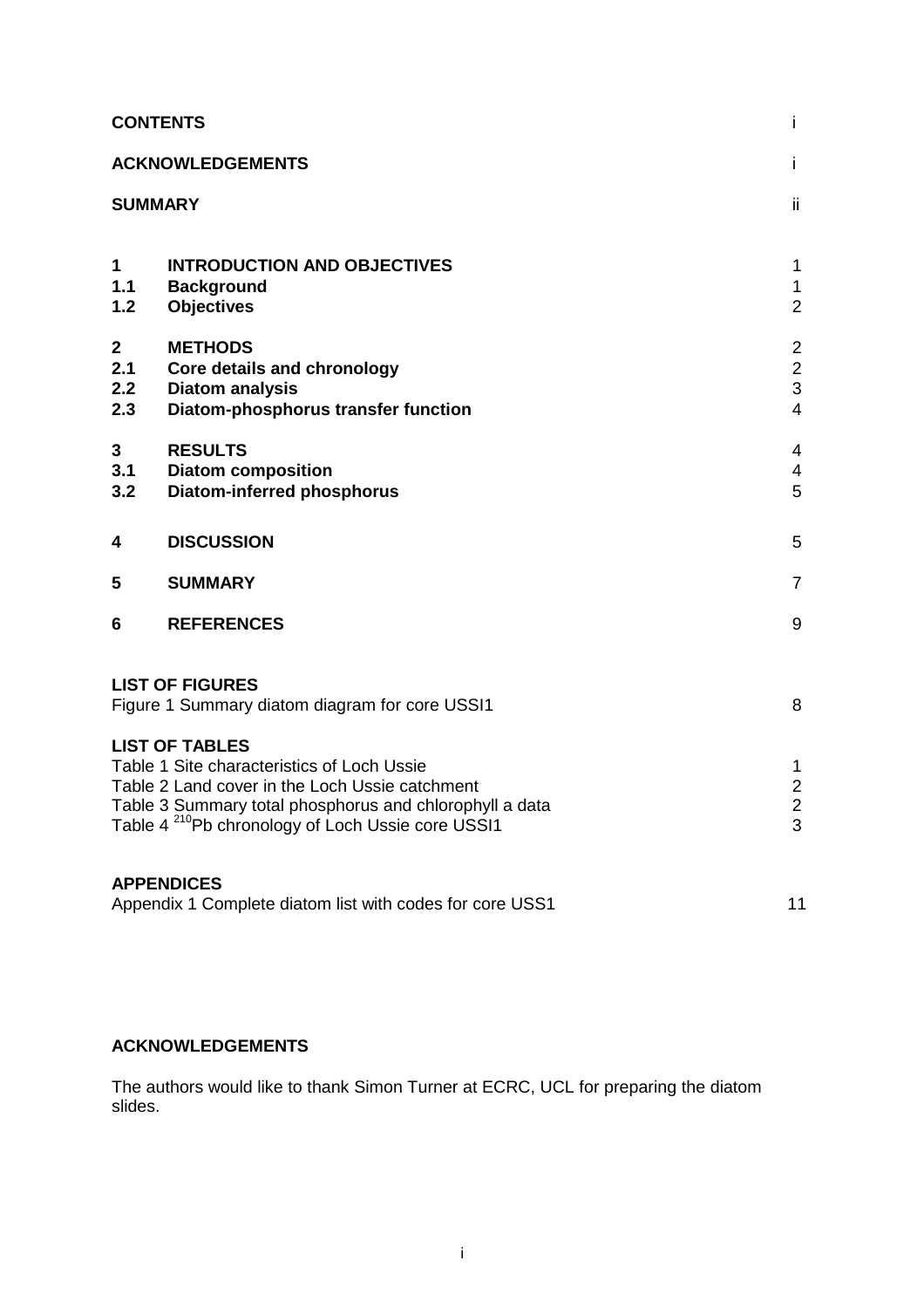| **CONTENTS** | | i |
|---|---|---|
| **ACKNOWLEDGEMENTS** | | i |
| **SUMMARY** | | ii |
| **1** | **INTRODUCTION AND OBJECTIVES** | 1 |
| **1.1** | **Background** | 1 |
| **1.2** | **Objectives** | 2 |
| **2** | **METHODS** | 2 |
| **2.1** | **Core details and chronology** | 2 |
| **2.2** | **Diatom analysis** | 3 |
| **2.3** | **Diatom-phosphorus transfer function** | 4 |
| **3** | **RESULTS** | 4 |
| **3.1** | **Diatom composition** | 4 |
| **3.2** | **Diatom-inferred phosphorus** | 5 |
| **4** | **DISCUSSION** | 5 |
| **5** | **SUMMARY** | 7 |
| **6** | **REFERENCES** | 9 |

**LIST OF FIGURES**

| | |
|---|---|
| Figure 1 Summary diatom diagram for core USSI1 | 8 |

**LIST OF TABLES**

| | |
|---|---|
| Table 1 Site characteristics of Loch Ussie | 1 |
| Table 2 Land cover in the Loch Ussie catchment | 2 |
| Table 3 Summary total phosphorus and chlorophyll a data | 2 |
| Table 4 $^{210}$Pb chronology of Loch Ussie core USSI1 | 3 |

**APPENDICES**

| | |
|---|---|
| Appendix 1 Complete diatom list with codes for core USS1 | 11 |

**ACKNOWLEDGEMENTS**

The authors would like to thank Simon Turner at ECRC, UCL for preparing the diatom slides.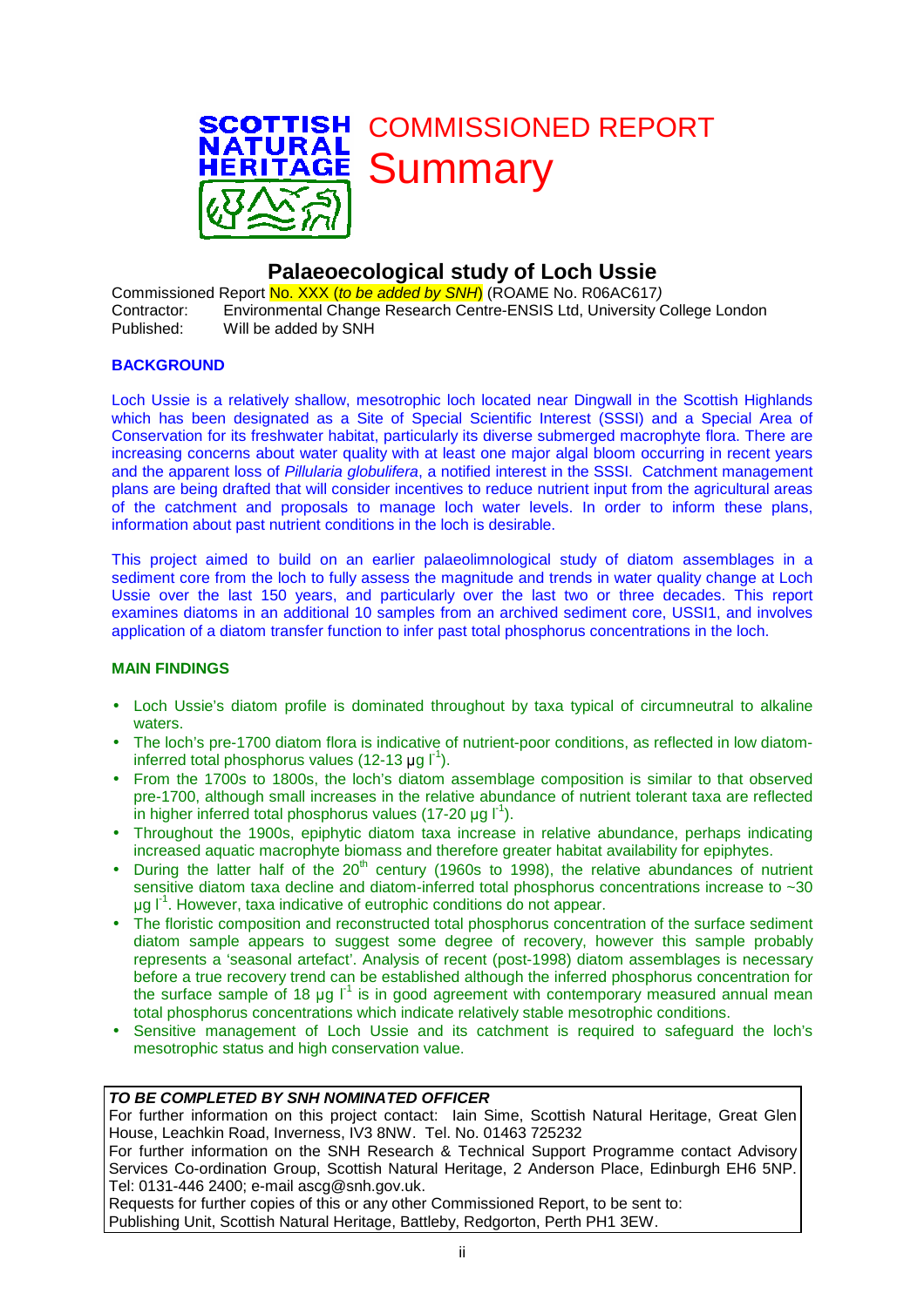SCOTTISH NATURAL HERITAGE

# COMMISSIONED REPORT Summary

## Palaeoecological study of Loch Ussie

Commissioned Report No. XXX (*to be added by SNH*) (ROAME No. R06AC617*)*
Contractor: Environmental Change Research Centre-ENSIS Ltd, University College London
Published: Will be added by SNH

### BACKGROUND

Loch Ussie is a relatively shallow, mesotrophic loch located near Dingwall in the Scottish Highlands which has been designated as a Site of Special Scientific Interest (SSSI) and a Special Area of Conservation for its freshwater habitat, particularly its diverse submerged macrophyte flora. There are increasing concerns about water quality with at least one major algal bloom occurring in recent years and the apparent loss of *Pillularia globulifera*, a notified interest in the SSSI. Catchment management plans are being drafted that will consider incentives to reduce nutrient input from the agricultural areas of the catchment and proposals to manage loch water levels. In order to inform these plans, information about past nutrient conditions in the loch is desirable.

This project aimed to build on an earlier palaeolimnological study of diatom assemblages in a sediment core from the loch to fully assess the magnitude and trends in water quality change at Loch Ussie over the last 150 years, and particularly over the last two or three decades. This report examines diatoms in an additional 10 samples from an archived sediment core, USSI1, and involves application of a diatom transfer function to infer past total phosphorus concentrations in the loch.

### MAIN FINDINGS

- Loch Ussie's diatom profile is dominated throughout by taxa typical of circumneutral to alkaline waters.
- The loch's pre-1700 diatom flora is indicative of nutrient-poor conditions, as reflected in low diatom-inferred total phosphorus values (12-13 µg $l^{-1}$).
- From the 1700s to 1800s, the loch's diatom assemblage composition is similar to that observed pre-1700, although small increases in the relative abundance of nutrient tolerant taxa are reflected in higher inferred total phosphorus values (17-20 µg $l^{-1}$).
- Throughout the 1900s, epiphytic diatom taxa increase in relative abundance, perhaps indicating increased aquatic macrophyte biomass and therefore greater habitat availability for epiphytes.
- During the latter half of the 20$^{th}$ century (1960s to 1998), the relative abundances of nutrient sensitive diatom taxa decline and diatom-inferred total phosphorus concentrations increase to ~30 µg $l^{-1}$. However, taxa indicative of eutrophic conditions do not appear.
- The floristic composition and reconstructed total phosphorus concentration of the surface sediment diatom sample appears to suggest some degree of recovery, however this sample probably represents a 'seasonal artefact'. Analysis of recent (post-1998) diatom assemblages is necessary before a true recovery trend can be established although the inferred phosphorus concentration for the surface sample of 18 µg $l^{-1}$ is in good agreement with contemporary measured annual mean total phosphorus concentrations which indicate relatively stable mesotrophic conditions.
- Sensitive management of Loch Ussie and its catchment is required to safeguard the loch's mesotrophic status and high conservation value.

***TO BE COMPLETED BY SNH NOMINATED OFFICER***

For further information on this project contact: Iain Sime, Scottish Natural Heritage, Great Glen House, Leachkin Road, Inverness, IV3 8NW. Tel. No. 01463 725232

For further information on the SNH Research & Technical Support Programme contact Advisory Services Co-ordination Group, Scottish Natural Heritage, 2 Anderson Place, Edinburgh EH6 5NP. Tel: 0131-446 2400; e-mail ascg@snh.gov.uk.

Requests for further copies of this or any other Commissioned Report, to be sent to:
Publishing Unit, Scottish Natural Heritage, Battleby, Redgorton, Perth PH1 3EW.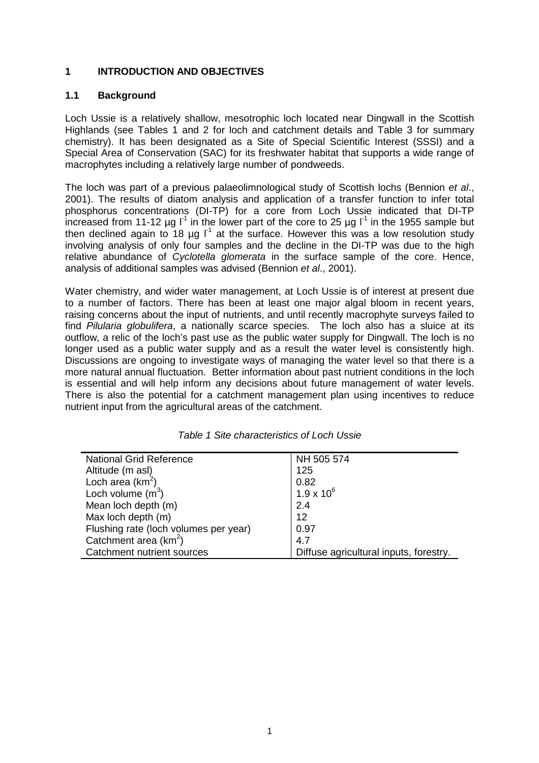## 1 INTRODUCTION AND OBJECTIVES

### 1.1 Background

Loch Ussie is a relatively shallow, mesotrophic loch located near Dingwall in the Scottish Highlands (see Tables 1 and 2 for loch and catchment details and Table 3 for summary chemistry). It has been designated as a Site of Special Scientific Interest (SSSI) and a Special Area of Conservation (SAC) for its freshwater habitat that supports a wide range of macrophytes including a relatively large number of pondweeds.

The loch was part of a previous palaeolimnological study of Scottish lochs (Bennion *et al*., 2001). The results of diatom analysis and application of a transfer function to infer total phosphorus concentrations (DI-TP) for a core from Loch Ussie indicated that DI-TP increased from 11-12 µg $l^{-1}$ in the lower part of the core to 25 µg $l^{-1}$ in the 1955 sample but then declined again to 18 µg $l^{-1}$ at the surface. However this was a low resolution study involving analysis of only four samples and the decline in the DI-TP was due to the high relative abundance of *Cyclotella glomerata* in the surface sample of the core. Hence, analysis of additional samples was advised (Bennion *et al*., 2001).

Water chemistry, and wider water management, at Loch Ussie is of interest at present due to a number of factors. There has been at least one major algal bloom in recent years, raising concerns about the input of nutrients, and until recently macrophyte surveys failed to find *Pilularia globulifera*, a nationally scarce species. The loch also has a sluice at its outflow, a relic of the loch's past use as the public water supply for Dingwall. The loch is no longer used as a public water supply and as a result the water level is consistently high. Discussions are ongoing to investigate ways of managing the water level so that there is a more natural annual fluctuation. Better information about past nutrient conditions in the loch is essential and will help inform any decisions about future management of water levels. There is also the potential for a catchment management plan using incentives to reduce nutrient input from the agricultural areas of the catchment.

*Table 1 Site characteristics of Loch Ussie*

| | |
|---|---|
| National Grid Reference | NH 505 574 |
| Altitude (m asl) | 125 |
| Loch area ($km^2$) | 0.82 |
| Loch volume ($m^3$) | $1.9 \times 10^6$ |
| Mean loch depth (m) | 2.4 |
| Max loch depth (m) | 12 |
| Flushing rate (loch volumes per year) | 0.97 |
| Catchment area ($km^2$) | 4.7 |
| Catchment nutrient sources | Diffuse agricultural inputs, forestry. |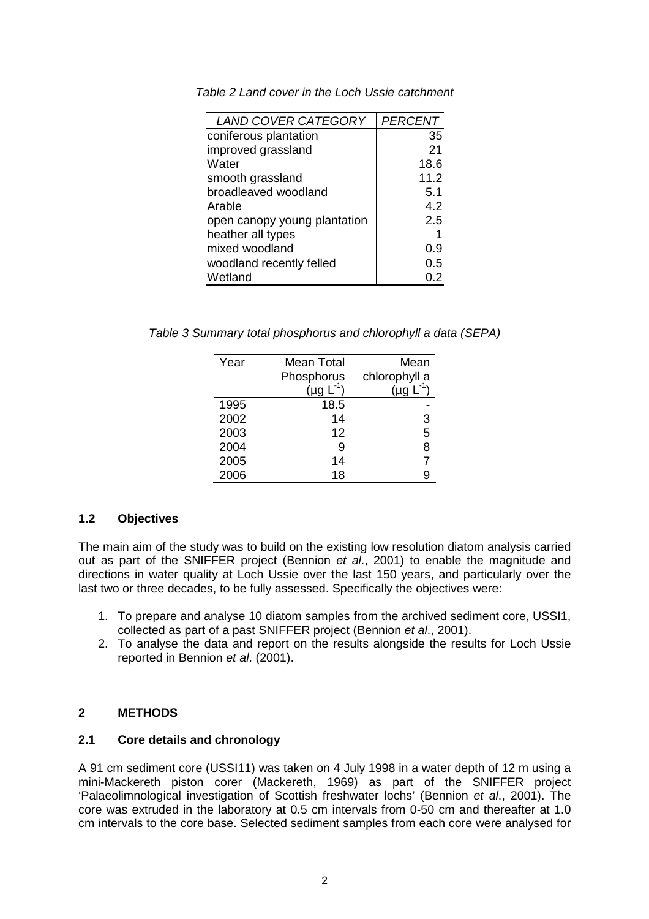*Table 2 Land cover in the Loch Ussie catchment*

| *LAND COVER CATEGORY* | *PERCENT* |
|---|---|
| coniferous plantation | 35 |
| improved grassland | 21 |
| Water | 18.6 |
| smooth grassland | 11.2 |
| broadleaved woodland | 5.1 |
| Arable | 4.2 |
| open canopy young plantation | 2.5 |
| heather all types | 1 |
| mixed woodland | 0.9 |
| woodland recently felled | 0.5 |
| Wetland | 0.2 |

*Table 3 Summary total phosphorus and chlorophyll a data (SEPA)*

| Year | Mean Total Phosphorus ($\mu g\ L^{-1}$) | Mean chlorophyll a ($\mu g\ L^{-1}$) |
|---|---|---|
| 1995 | 18.5 | - |
| 2002 | 14 | 3 |
| 2003 | 12 | 5 |
| 2004 | 9 | 8 |
| 2005 | 14 | 7 |
| 2006 | 18 | 9 |

### 1.2 Objectives

The main aim of the study was to build on the existing low resolution diatom analysis carried out as part of the SNIFFER project (Bennion *et al*., 2001) to enable the magnitude and directions in water quality at Loch Ussie over the last 150 years, and particularly over the last two or three decades, to be fully assessed. Specifically the objectives were:

1. To prepare and analyse 10 diatom samples from the archived sediment core, USSI1, collected as part of a past SNIFFER project (Bennion *et al*., 2001).
2. To analyse the data and report on the results alongside the results for Loch Ussie reported in Bennion *et al*. (2001).

## 2 METHODS

### 2.1 Core details and chronology

A 91 cm sediment core (USSI11) was taken on 4 July 1998 in a water depth of 12 m using a mini-Mackereth piston corer (Mackereth, 1969) as part of the SNIFFER project 'Palaeolimnological investigation of Scottish freshwater lochs' (Bennion *et al*., 2001). The core was extruded in the laboratory at 0.5 cm intervals from 0-50 cm and thereafter at 1.0 cm intervals to the core base. Selected sediment samples from each core were analysed for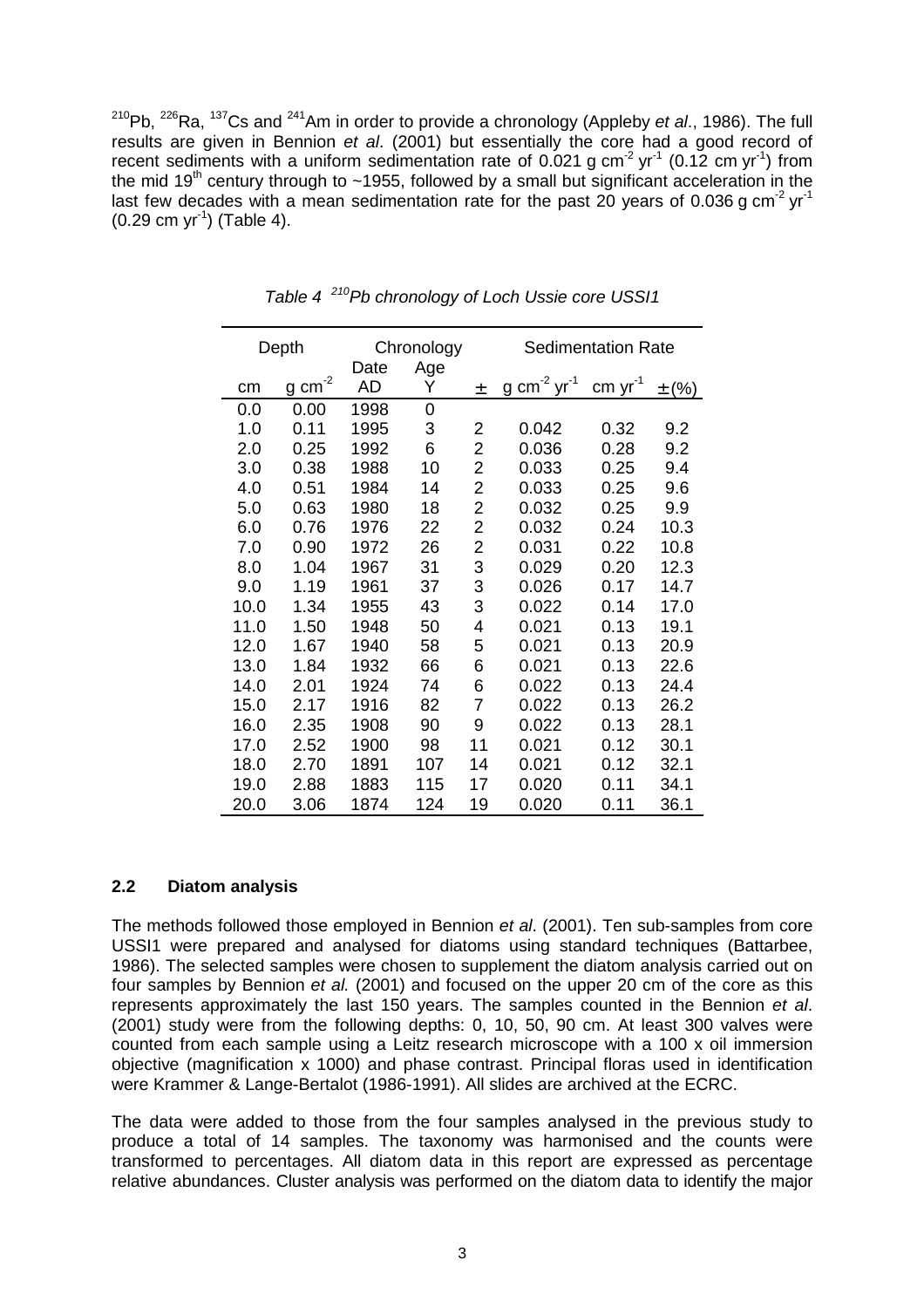$^{210}Pb$, $^{226}Ra$, $^{137}Cs$ and $^{241}Am$ in order to provide a chronology (Appleby *et al*., 1986). The full results are given in Bennion *et al*. (2001) but essentially the core had a good record of recent sediments with a uniform sedimentation rate of 0.021 g $cm^{-2}$ $yr^{-1}$ (0.12 cm $yr^{-1}$) from the mid 19$^{th}$ century through to ~1955, followed by a small but significant acceleration in the last few decades with a mean sedimentation rate for the past 20 years of 0.036 g $cm^{-2}$ $yr^{-1}$ (0.29 cm $yr^{-1}$) (Table 4).

*Table 4 $^{210}Pb$ chronology of Loch Ussie core USSI1*

| Depth | | Chronology | | | Sedimentation Rate | | |
|---|---|---|---|---|---|---|---|
| cm | g $cm^{-2}$ | Date AD | Age Y | ± | g $cm^{-2}$ $yr^{-1}$ | cm $yr^{-1}$ | ±(%) |
| 0.0 | 0.00 | 1998 | 0 | | | | |
| 1.0 | 0.11 | 1995 | 3 | 2 | 0.042 | 0.32 | 9.2 |
| 2.0 | 0.25 | 1992 | 6 | 2 | 0.036 | 0.28 | 9.2 |
| 3.0 | 0.38 | 1988 | 10 | 2 | 0.033 | 0.25 | 9.4 |
| 4.0 | 0.51 | 1984 | 14 | 2 | 0.033 | 0.25 | 9.6 |
| 5.0 | 0.63 | 1980 | 18 | 2 | 0.032 | 0.25 | 9.9 |
| 6.0 | 0.76 | 1976 | 22 | 2 | 0.032 | 0.24 | 10.3 |
| 7.0 | 0.90 | 1972 | 26 | 2 | 0.031 | 0.22 | 10.8 |
| 8.0 | 1.04 | 1967 | 31 | 3 | 0.029 | 0.20 | 12.3 |
| 9.0 | 1.19 | 1961 | 37 | 3 | 0.026 | 0.17 | 14.7 |
| 10.0 | 1.34 | 1955 | 43 | 3 | 0.022 | 0.14 | 17.0 |
| 11.0 | 1.50 | 1948 | 50 | 4 | 0.021 | 0.13 | 19.1 |
| 12.0 | 1.67 | 1940 | 58 | 5 | 0.021 | 0.13 | 20.9 |
| 13.0 | 1.84 | 1932 | 66 | 6 | 0.021 | 0.13 | 22.6 |
| 14.0 | 2.01 | 1924 | 74 | 6 | 0.022 | 0.13 | 24.4 |
| 15.0 | 2.17 | 1916 | 82 | 7 | 0.022 | 0.13 | 26.2 |
| 16.0 | 2.35 | 1908 | 90 | 9 | 0.022 | 0.13 | 28.1 |
| 17.0 | 2.52 | 1900 | 98 | 11 | 0.021 | 0.12 | 30.1 |
| 18.0 | 2.70 | 1891 | 107 | 14 | 0.021 | 0.12 | 32.1 |
| 19.0 | 2.88 | 1883 | 115 | 17 | 0.020 | 0.11 | 34.1 |
| 20.0 | 3.06 | 1874 | 124 | 19 | 0.020 | 0.11 | 36.1 |

### 2.2 Diatom analysis

The methods followed those employed in Bennion *et al*. (2001). Ten sub-samples from core USSI1 were prepared and analysed for diatoms using standard techniques (Battarbee, 1986). The selected samples were chosen to supplement the diatom analysis carried out on four samples by Bennion *et al.* (2001) and focused on the upper 20 cm of the core as this represents approximately the last 150 years. The samples counted in the Bennion *et al*. (2001) study were from the following depths: 0, 10, 50, 90 cm. At least 300 valves were counted from each sample using a Leitz research microscope with a 100 x oil immersion objective (magnification x 1000) and phase contrast. Principal floras used in identification were Krammer & Lange-Bertalot (1986-1991). All slides are archived at the ECRC.

The data were added to those from the four samples analysed in the previous study to produce a total of 14 samples. The taxonomy was harmonised and the counts were transformed to percentages. All diatom data in this report are expressed as percentage relative abundances. Cluster analysis was performed on the diatom data to identify the major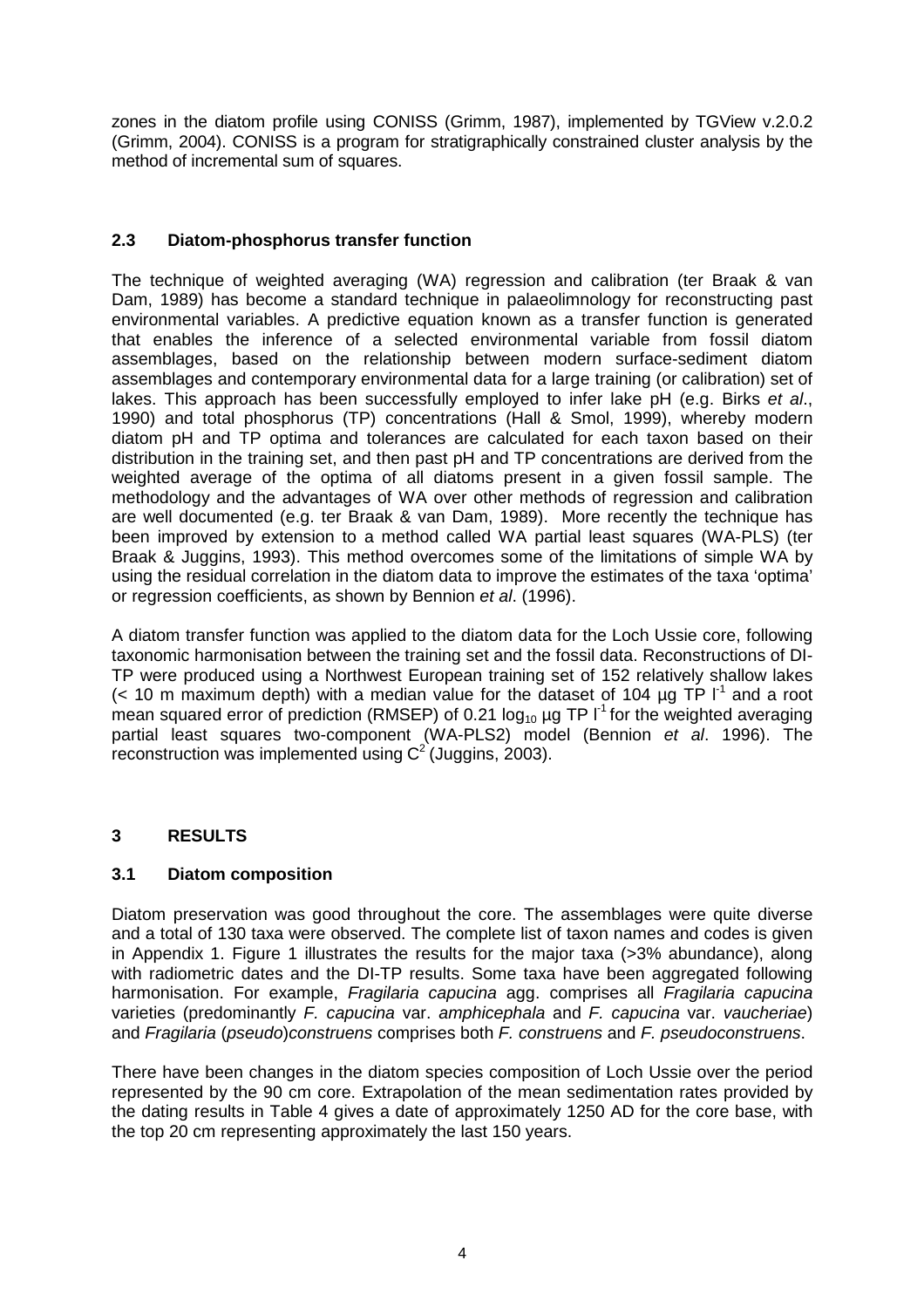zones in the diatom profile using CONISS (Grimm, 1987), implemented by TGView v.2.0.2 (Grimm, 2004). CONISS is a program for stratigraphically constrained cluster analysis by the method of incremental sum of squares.

### 2.3 Diatom-phosphorus transfer function

The technique of weighted averaging (WA) regression and calibration (ter Braak & van Dam, 1989) has become a standard technique in palaeolimnology for reconstructing past environmental variables. A predictive equation known as a transfer function is generated that enables the inference of a selected environmental variable from fossil diatom assemblages, based on the relationship between modern surface-sediment diatom assemblages and contemporary environmental data for a large training (or calibration) set of lakes. This approach has been successfully employed to infer lake pH (e.g. Birks *et al*., 1990) and total phosphorus (TP) concentrations (Hall & Smol, 1999), whereby modern diatom pH and TP optima and tolerances are calculated for each taxon based on their distribution in the training set, and then past pH and TP concentrations are derived from the weighted average of the optima of all diatoms present in a given fossil sample. The methodology and the advantages of WA over other methods of regression and calibration are well documented (e.g. ter Braak & van Dam, 1989). More recently the technique has been improved by extension to a method called WA partial least squares (WA-PLS) (ter Braak & Juggins, 1993). This method overcomes some of the limitations of simple WA by using the residual correlation in the diatom data to improve the estimates of the taxa 'optima' or regression coefficients, as shown by Bennion *et al*. (1996).

A diatom transfer function was applied to the diatom data for the Loch Ussie core, following taxonomic harmonisation between the training set and the fossil data. Reconstructions of DI-TP were produced using a Northwest European training set of 152 relatively shallow lakes (< 10 m maximum depth) with a median value for the dataset of 104 µg TP $l^{-1}$ and a root mean squared error of prediction (RMSEP) of 0.21 $\log_{10}$ µg TP $l^{-1}$ for the weighted averaging partial least squares two-component (WA-PLS2) model (Bennion *et al*. 1996). The reconstruction was implemented using $C^2$ (Juggins, 2003).

## 3 RESULTS

### 3.1 Diatom composition

Diatom preservation was good throughout the core. The assemblages were quite diverse and a total of 130 taxa were observed. The complete list of taxon names and codes is given in Appendix 1. Figure 1 illustrates the results for the major taxa (>3% abundance), along with radiometric dates and the DI-TP results. Some taxa have been aggregated following harmonisation. For example, *Fragilaria capucina* agg. comprises all *Fragilaria capucina* varieties (predominantly *F. capucina* var. *amphicephala* and *F. capucina* var. *vaucheriae*) and *Fragilaria* (*pseudo*)*construens* comprises both *F. construens* and *F. pseudoconstruens*.

There have been changes in the diatom species composition of Loch Ussie over the period represented by the 90 cm core. Extrapolation of the mean sedimentation rates provided by the dating results in Table 4 gives a date of approximately 1250 AD for the core base, with the top 20 cm representing approximately the last 150 years.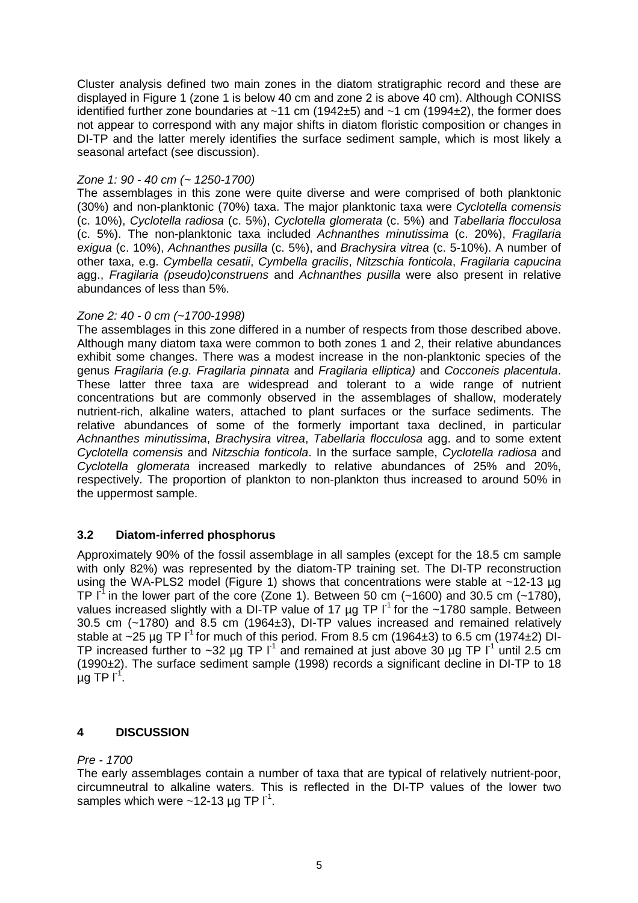Cluster analysis defined two main zones in the diatom stratigraphic record and these are displayed in Figure 1 (zone 1 is below 40 cm and zone 2 is above 40 cm). Although CONISS identified further zone boundaries at ~11 cm (1942±5) and ~1 cm (1994±2), the former does not appear to correspond with any major shifts in diatom floristic composition or changes in DI-TP and the latter merely identifies the surface sediment sample, which is most likely a seasonal artefact (see discussion).

*Zone 1: 90 - 40 cm (~ 1250-1700)*

The assemblages in this zone were quite diverse and were comprised of both planktonic (30%) and non-planktonic (70%) taxa. The major planktonic taxa were *Cyclotella comensis* (c. 10%), *Cyclotella radiosa* (c. 5%), *Cyclotella glomerata* (c. 5%) and *Tabellaria flocculosa* (c. 5%). The non-planktonic taxa included *Achnanthes minutissima* (c. 20%), *Fragilaria exigua* (c. 10%), *Achnanthes pusilla* (c. 5%), and *Brachysira vitrea* (c. 5-10%). A number of other taxa, e.g. *Cymbella cesatii*, *Cymbella gracilis*, *Nitzschia fonticola*, *Fragilaria capucina* agg., *Fragilaria (pseudo)construens* and *Achnanthes pusilla* were also present in relative abundances of less than 5%.

*Zone 2: 40 - 0 cm (~1700-1998)*

The assemblages in this zone differed in a number of respects from those described above. Although many diatom taxa were common to both zones 1 and 2, their relative abundances exhibit some changes. There was a modest increase in the non-planktonic species of the genus *Fragilaria (e.g. Fragilaria pinnata* and *Fragilaria elliptica)* and *Cocconeis placentula*. These latter three taxa are widespread and tolerant to a wide range of nutrient concentrations but are commonly observed in the assemblages of shallow, moderately nutrient-rich, alkaline waters, attached to plant surfaces or the surface sediments. The relative abundances of some of the formerly important taxa declined, in particular *Achnanthes minutissima*, *Brachysira vitrea*, *Tabellaria flocculosa* agg. and to some extent *Cyclotella comensis* and *Nitzschia fonticola*. In the surface sample, *Cyclotella radiosa* and *Cyclotella glomerata* increased markedly to relative abundances of 25% and 20%, respectively. The proportion of plankton to non-plankton thus increased to around 50% in the uppermost sample.

### 3.2 Diatom-inferred phosphorus

Approximately 90% of the fossil assemblage in all samples (except for the 18.5 cm sample with only 82%) was represented by the diatom-TP training set. The DI-TP reconstruction using the WA-PLS2 model (Figure 1) shows that concentrations were stable at ~12-13 µg TP $l^{-1}$ in the lower part of the core (Zone 1). Between 50 cm (~1600) and 30.5 cm (~1780), values increased slightly with a DI-TP value of 17 µg TP $l^{-1}$ for the ~1780 sample. Between 30.5 cm (~1780) and 8.5 cm (1964±3), DI-TP values increased and remained relatively stable at ~25 µg TP $l^{-1}$ for much of this period. From 8.5 cm (1964±3) to 6.5 cm (1974±2) DI-TP increased further to ~32 µg TP $l^{-1}$ and remained at just above 30 µg TP $l^{-1}$ until 2.5 cm (1990±2). The surface sediment sample (1998) records a significant decline in DI-TP to 18 µg TP $l^{-1}$.

## 4 DISCUSSION

*Pre - 1700*

The early assemblages contain a number of taxa that are typical of relatively nutrient-poor, circumneutral to alkaline waters. This is reflected in the DI-TP values of the lower two samples which were ~12-13 µg TP $l^{-1}$.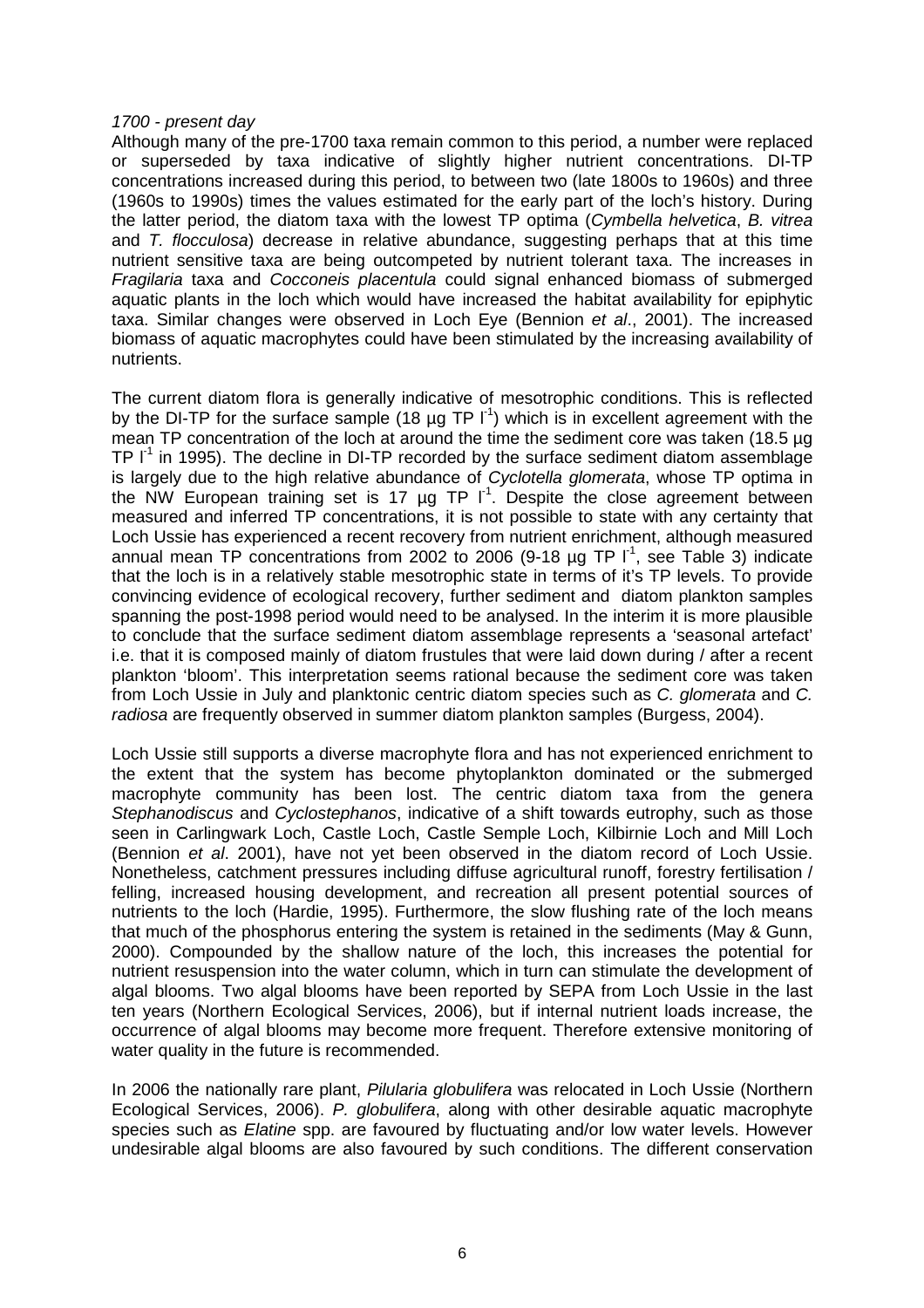*1700 - present day*

Although many of the pre-1700 taxa remain common to this period, a number were replaced or superseded by taxa indicative of slightly higher nutrient concentrations. DI-TP concentrations increased during this period, to between two (late 1800s to 1960s) and three (1960s to 1990s) times the values estimated for the early part of the loch's history. During the latter period, the diatom taxa with the lowest TP optima (*Cymbella helvetica*, *B. vitrea* and *T. flocculosa*) decrease in relative abundance, suggesting perhaps that at this time nutrient sensitive taxa are being outcompeted by nutrient tolerant taxa. The increases in *Fragilaria* taxa and *Cocconeis placentula* could signal enhanced biomass of submerged aquatic plants in the loch which would have increased the habitat availability for epiphytic taxa. Similar changes were observed in Loch Eye (Bennion *et al*., 2001). The increased biomass of aquatic macrophytes could have been stimulated by the increasing availability of nutrients.

The current diatom flora is generally indicative of mesotrophic conditions. This is reflected by the DI-TP for the surface sample (18 µg TP $l^{-1}$) which is in excellent agreement with the mean TP concentration of the loch at around the time the sediment core was taken (18.5 µg TP $l^{-1}$ in 1995). The decline in DI-TP recorded by the surface sediment diatom assemblage is largely due to the high relative abundance of *Cyclotella glomerata*, whose TP optima in the NW European training set is 17 µg TP $l^{-1}$. Despite the close agreement between measured and inferred TP concentrations, it is not possible to state with any certainty that Loch Ussie has experienced a recent recovery from nutrient enrichment, although measured annual mean TP concentrations from 2002 to 2006 (9-18 µg TP $l^{-1}$, see Table 3) indicate that the loch is in a relatively stable mesotrophic state in terms of it's TP levels. To provide convincing evidence of ecological recovery, further sediment and diatom plankton samples spanning the post-1998 period would need to be analysed. In the interim it is more plausible to conclude that the surface sediment diatom assemblage represents a 'seasonal artefact' i.e. that it is composed mainly of diatom frustules that were laid down during / after a recent plankton 'bloom'. This interpretation seems rational because the sediment core was taken from Loch Ussie in July and planktonic centric diatom species such as *C. glomerata* and *C. radiosa* are frequently observed in summer diatom plankton samples (Burgess, 2004).

Loch Ussie still supports a diverse macrophyte flora and has not experienced enrichment to the extent that the system has become phytoplankton dominated or the submerged macrophyte community has been lost. The centric diatom taxa from the genera *Stephanodiscus* and *Cyclostephanos*, indicative of a shift towards eutrophy, such as those seen in Carlingwark Loch, Castle Loch, Castle Semple Loch, Kilbirnie Loch and Mill Loch (Bennion *et al*. 2001), have not yet been observed in the diatom record of Loch Ussie. Nonetheless, catchment pressures including diffuse agricultural runoff, forestry fertilisation / felling, increased housing development, and recreation all present potential sources of nutrients to the loch (Hardie, 1995). Furthermore, the slow flushing rate of the loch means that much of the phosphorus entering the system is retained in the sediments (May & Gunn, 2000). Compounded by the shallow nature of the loch, this increases the potential for nutrient resuspension into the water column, which in turn can stimulate the development of algal blooms. Two algal blooms have been reported by SEPA from Loch Ussie in the last ten years (Northern Ecological Services, 2006), but if internal nutrient loads increase, the occurrence of algal blooms may become more frequent. Therefore extensive monitoring of water quality in the future is recommended.

In 2006 the nationally rare plant, *Pilularia globulifera* was relocated in Loch Ussie (Northern Ecological Services, 2006). *P. globulifera*, along with other desirable aquatic macrophyte species such as *Elatine* spp. are favoured by fluctuating and/or low water levels. However undesirable algal blooms are also favoured by such conditions. The different conservation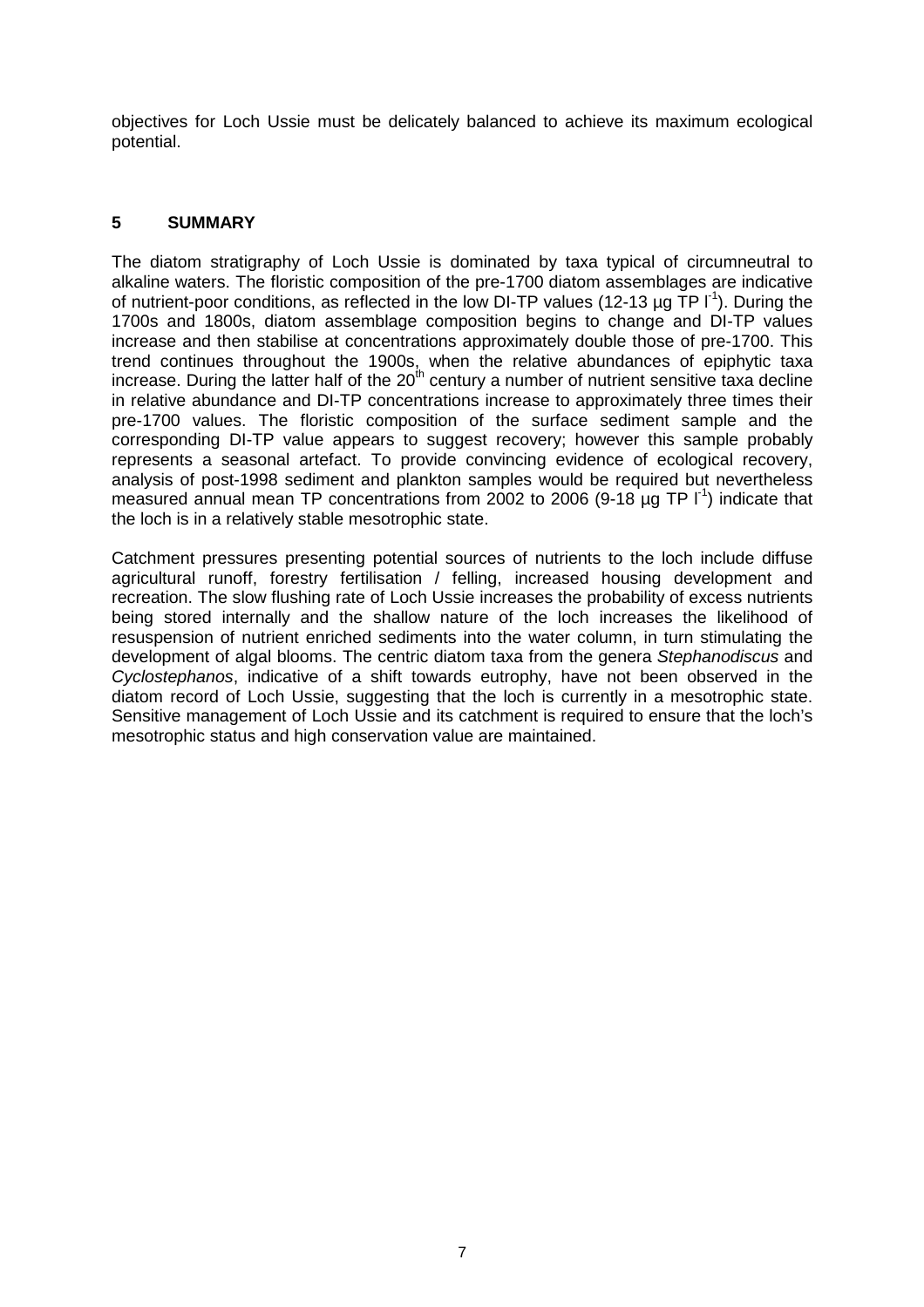objectives for Loch Ussie must be delicately balanced to achieve its maximum ecological potential.

## 5 SUMMARY

The diatom stratigraphy of Loch Ussie is dominated by taxa typical of circumneutral to alkaline waters. The floristic composition of the pre-1700 diatom assemblages are indicative of nutrient-poor conditions, as reflected in the low DI-TP values (12-13 µg TP $l^{-1}$). During the 1700s and 1800s, diatom assemblage composition begins to change and DI-TP values increase and then stabilise at concentrations approximately double those of pre-1700. This trend continues throughout the 1900s, when the relative abundances of epiphytic taxa increase. During the latter half of the 20th century a number of nutrient sensitive taxa decline in relative abundance and DI-TP concentrations increase to approximately three times their pre-1700 values. The floristic composition of the surface sediment sample and the corresponding DI-TP value appears to suggest recovery; however this sample probably represents a seasonal artefact. To provide convincing evidence of ecological recovery, analysis of post-1998 sediment and plankton samples would be required but nevertheless measured annual mean TP concentrations from 2002 to 2006 (9-18 µg TP $l^{-1}$) indicate that the loch is in a relatively stable mesotrophic state.

Catchment pressures presenting potential sources of nutrients to the loch include diffuse agricultural runoff, forestry fertilisation / felling, increased housing development and recreation. The slow flushing rate of Loch Ussie increases the probability of excess nutrients being stored internally and the shallow nature of the loch increases the likelihood of resuspension of nutrient enriched sediments into the water column, in turn stimulating the development of algal blooms. The centric diatom taxa from the genera *Stephanodiscus* and *Cyclostephanos*, indicative of a shift towards eutrophy, have not been observed in the diatom record of Loch Ussie, suggesting that the loch is currently in a mesotrophic state. Sensitive management of Loch Ussie and its catchment is required to ensure that the loch's mesotrophic status and high conservation value are maintained.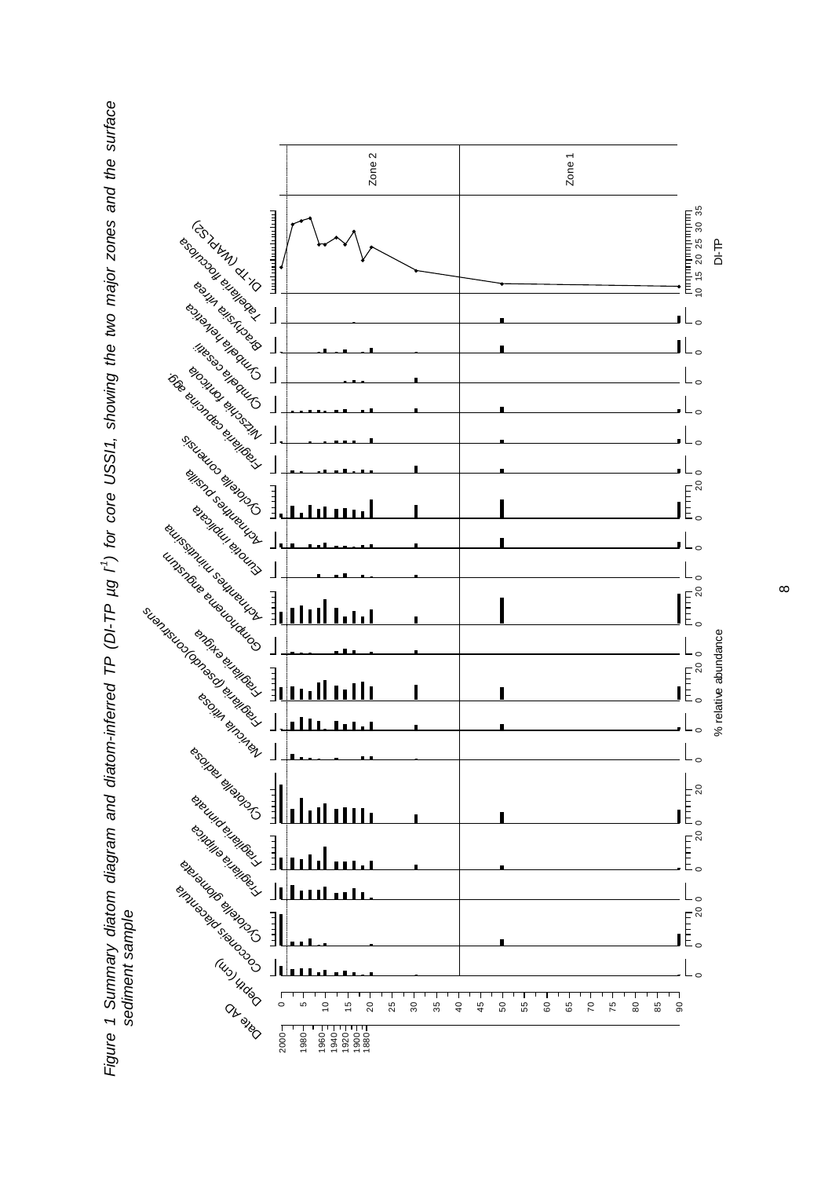*Figure 1 Summary diatom diagram and diatom-inferred TP (DI-TP μg l[-1]) for core USSI1, showing the two major zones and the surface sediment sample*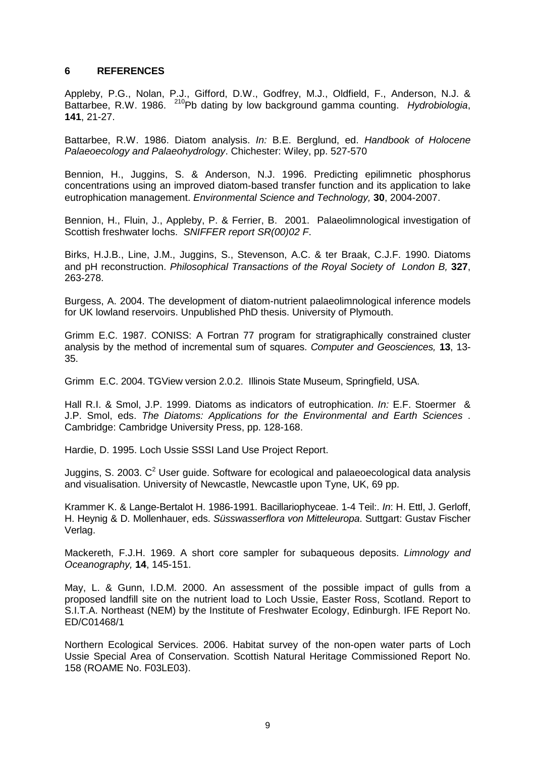## 6 REFERENCES

Appleby, P.G., Nolan, P.J., Gifford, D.W., Godfrey, M.J., Oldfield, F., Anderson, N.J. & Battarbee, R.W. 1986. $^{210}$Pb dating by low background gamma counting. *Hydrobiologia*, **141**, 21-27.

Battarbee, R.W. 1986. Diatom analysis. *In:* B.E. Berglund, ed. *Handbook of Holocene Palaeoecology and Palaeohydrology*. Chichester: Wiley, pp. 527-570

Bennion, H., Juggins, S. & Anderson, N.J. 1996. Predicting epilimnetic phosphorus concentrations using an improved diatom-based transfer function and its application to lake eutrophication management. *Environmental Science and Technology,* **30**, 2004-2007.

Bennion, H., Fluin, J., Appleby, P. & Ferrier, B. 2001. Palaeolimnological investigation of Scottish freshwater lochs. *SNIFFER report SR(00)02 F*.

Birks, H.J.B., Line, J.M., Juggins, S., Stevenson, A.C. & ter Braak, C.J.F. 1990. Diatoms and pH reconstruction. *Philosophical Transactions of the Royal Society of London B,* **327**, 263-278.

Burgess, A. 2004. The development of diatom-nutrient palaeolimnological inference models for UK lowland reservoirs. Unpublished PhD thesis. University of Plymouth.

Grimm E.C. 1987. CONISS: A Fortran 77 program for stratigraphically constrained cluster analysis by the method of incremental sum of squares. *Computer and Geosciences,* **13**, 13-35.

Grimm E.C. 2004. TGView version 2.0.2. Illinois State Museum, Springfield, USA.

Hall R.I. & Smol, J.P. 1999. Diatoms as indicators of eutrophication. *In:* E.F. Stoermer & J.P. Smol, eds. *The Diatoms: Applications for the Environmental and Earth Sciences* . Cambridge: Cambridge University Press, pp. 128-168.

Hardie, D. 1995. Loch Ussie SSSI Land Use Project Report.

Juggins, S. 2003. $C^2$ User guide. Software for ecological and palaeoecological data analysis and visualisation. University of Newcastle, Newcastle upon Tyne, UK, 69 pp.

Krammer K. & Lange-Bertalot H. 1986-1991. Bacillariophyceae. 1-4 Teil:. *In*: H. Ettl, J. Gerloff, H. Heynig & D. Mollenhauer, eds. *Süsswasserflora von Mitteleuropa*. Suttgart: Gustav Fischer Verlag.

Mackereth, F.J.H. 1969. A short core sampler for subaqueous deposits. *Limnology and Oceanography,* **14**, 145-151.

May, L. & Gunn, I.D.M. 2000. An assessment of the possible impact of gulls from a proposed landfill site on the nutrient load to Loch Ussie, Easter Ross, Scotland. Report to S.I.T.A. Northeast (NEM) by the Institute of Freshwater Ecology, Edinburgh. IFE Report No. ED/C01468/1

Northern Ecological Services. 2006. Habitat survey of the non-open water parts of Loch Ussie Special Area of Conservation. Scottish Natural Heritage Commissioned Report No. 158 (ROAME No. F03LE03).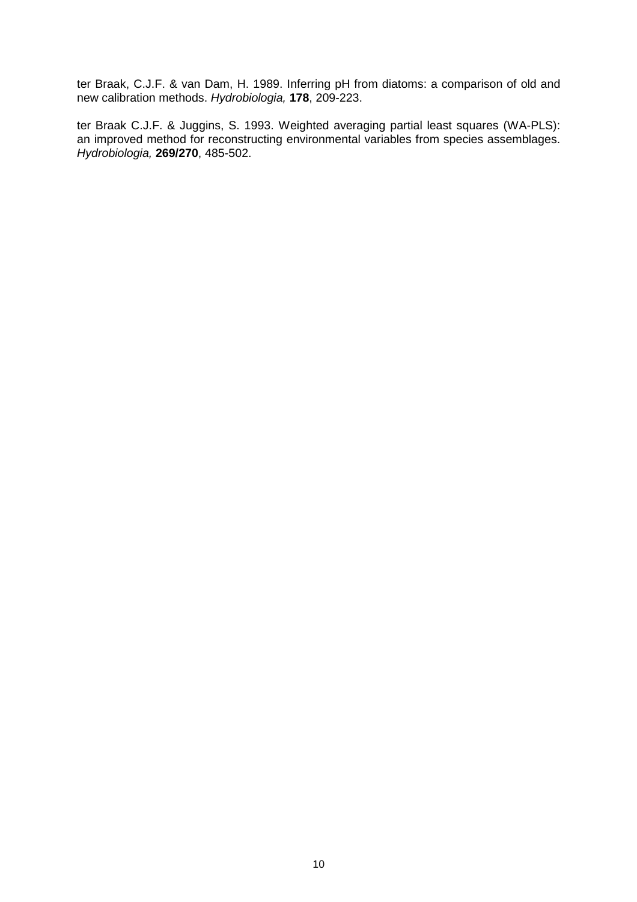ter Braak, C.J.F. & van Dam, H. 1989. Inferring pH from diatoms: a comparison of old and new calibration methods. *Hydrobiologia,* **178**, 209-223.

ter Braak C.J.F. & Juggins, S. 1993. Weighted averaging partial least squares (WA-PLS): an improved method for reconstructing environmental variables from species assemblages. *Hydrobiologia,* **269/270**, 485-502.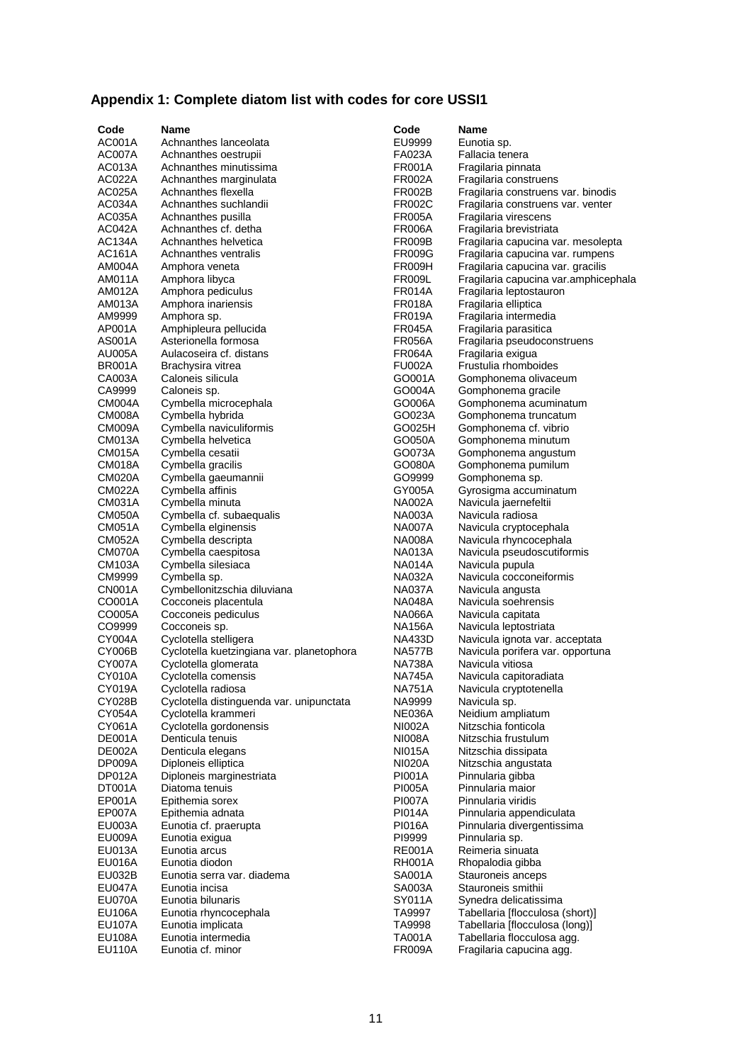## Appendix 1: Complete diatom list with codes for core USSI1

| Code | Name |
|---|---|
| AC001A | Achnanthes lanceolata |
| AC007A | Achnanthes oestrupii |
| AC013A | Achnanthes minutissima |
| AC022A | Achnanthes marginulata |
| AC025A | Achnanthes flexella |
| AC034A | Achnanthes suchlandii |
| AC035A | Achnanthes pusilla |
| AC042A | Achnanthes cf. detha |
| AC134A | Achnanthes helvetica |
| AC161A | Achnanthes ventralis |
| AM004A | Amphora veneta |
| AM011A | Amphora libyca |
| AM012A | Amphora pediculus |
| AM013A | Amphora inariensis |
| AM9999 | Amphora sp. |
| AP001A | Amphipleura pellucida |
| AS001A | Asterionella formosa |
| AU005A | Aulacoseira cf. distans |
| BR001A | Brachysira vitrea |
| CA003A | Caloneis silicula |
| CA9999 | Caloneis sp. |
| CM004A | Cymbella microcephala |
| CM008A | Cymbella hybrida |
| CM009A | Cymbella naviculiformis |
| CM013A | Cymbella helvetica |
| CM015A | Cymbella cesatii |
| CM018A | Cymbella gracilis |
| CM020A | Cymbella gaeumannii |
| CM022A | Cymbella affinis |
| CM031A | Cymbella minuta |
| CM050A | Cymbella cf. subaequalis |
| CM051A | Cymbella elginensis |
| CM052A | Cymbella descripta |
| CM070A | Cymbella caespitosa |
| CM103A | Cymbella silesiaca |
| CM9999 | Cymbella sp. |
| CN001A | Cymbellonitzschia diluviana |
| CO001A | Cocconeis placentula |
| CO005A | Cocconeis pediculus |
| CO9999 | Cocconeis sp. |
| CY004A | Cyclotella stelligera |
| CY006B | Cyclotella kuetzingiana var. planetophora |
| CY007A | Cyclotella glomerata |
| CY010A | Cyclotella comensis |
| CY019A | Cyclotella radiosa |
| CY028B | Cyclotella distinguenda var. unipunctata |
| CY054A | Cyclotella krammeri |
| CY061A | Cyclotella gordonensis |
| DE001A | Denticula tenuis |
| DE002A | Denticula elegans |
| DP009A | Diploneis elliptica |
| DP012A | Diploneis marginestriata |
| DT001A | Diatoma tenuis |
| EP001A | Epithemia sorex |
| EP007A | Epithemia adnata |
| EU003A | Eunotia cf. praerupta |
| EU009A | Eunotia exigua |
| EU013A | Eunotia arcus |
| EU016A | Eunotia diodon |
| EU032B | Eunotia serra var. diadema |
| EU047A | Eunotia incisa |
| EU070A | Eunotia bilunaris |
| EU106A | Eunotia rhyncocephala |
| EU107A | Eunotia implicata |
| EU108A | Eunotia intermedia |
| EU110A | Eunotia cf. minor |
| EU9999 | Eunotia sp. |
| FA023A | Fallacia tenera |
| FR001A | Fragilaria pinnata |
| FR002A | Fragilaria construens |
| FR002B | Fragilaria construens var. binodis |
| FR002C | Fragilaria construens var. venter |
| FR005A | Fragilaria virescens |
| FR006A | Fragilaria brevistriata |
| FR009B | Fragilaria capucina var. mesolepta |
| FR009G | Fragilaria capucina var. rumpens |
| FR009H | Fragilaria capucina var. gracilis |
| FR009L | Fragilaria capucina var.amphicephala |
| FR014A | Fragilaria leptostauron |
| FR018A | Fragilaria elliptica |
| FR019A | Fragilaria intermedia |
| FR045A | Fragilaria parasitica |
| FR056A | Fragilaria pseudoconstruens |
| FR064A | Fragilaria exigua |
| FU002A | Frustulia rhomboides |
| GO001A | Gomphonema olivaceum |
| GO004A | Gomphonema gracile |
| GO006A | Gomphonema acuminatum |
| GO023A | Gomphonema truncatum |
| GO025H | Gomphonema cf. vibrio |
| GO050A | Gomphonema minutum |
| GO073A | Gomphonema angustum |
| GO080A | Gomphonema pumilum |
| GO9999 | Gomphonema sp. |
| GY005A | Gyrosigma accuminatum |
| NA002A | Navicula jaernefeltii |
| NA003A | Navicula radiosa |
| NA007A | Navicula cryptocephala |
| NA008A | Navicula rhyncocephala |
| NA013A | Navicula pseudoscutiformis |
| NA014A | Navicula pupula |
| NA032A | Navicula cocconeiformis |
| NA037A | Navicula angusta |
| NA048A | Navicula soehrensis |
| NA066A | Navicula capitata |
| NA156A | Navicula leptostriata |
| NA433D | Navicula ignota var. acceptata |
| NA577B | Navicula porifera var. opportuna |
| NA738A | Navicula vitiosa |
| NA745A | Navicula capitoradiata |
| NA751A | Navicula cryptotenella |
| NA9999 | Navicula sp. |
| NE036A | Neidium ampliatum |
| NI002A | Nitzschia fonticola |
| NI008A | Nitzschia frustulum |
| NI015A | Nitzschia dissipata |
| NI020A | Nitzschia angustata |
| PI001A | Pinnularia gibba |
| PI005A | Pinnularia maior |
| PI007A | Pinnularia viridis |
| PI014A | Pinnularia appendiculata |
| PI016A | Pinnularia divergentissima |
| PI9999 | Pinnularia sp. |
| RE001A | Reimeria sinuata |
| RH001A | Rhopalodia gibba |
| SA001A | Stauroneis anceps |
| SA003A | Stauroneis smithii |
| SY011A | Synedra delicatissima |
| TA9997 | Tabellaria [flocculosa (short)] |
| TA9998 | Tabellaria [flocculosa (long)] |
| TA001A | Tabellaria flocculosa agg. |
| FR009A | Fragilaria capucina agg. |